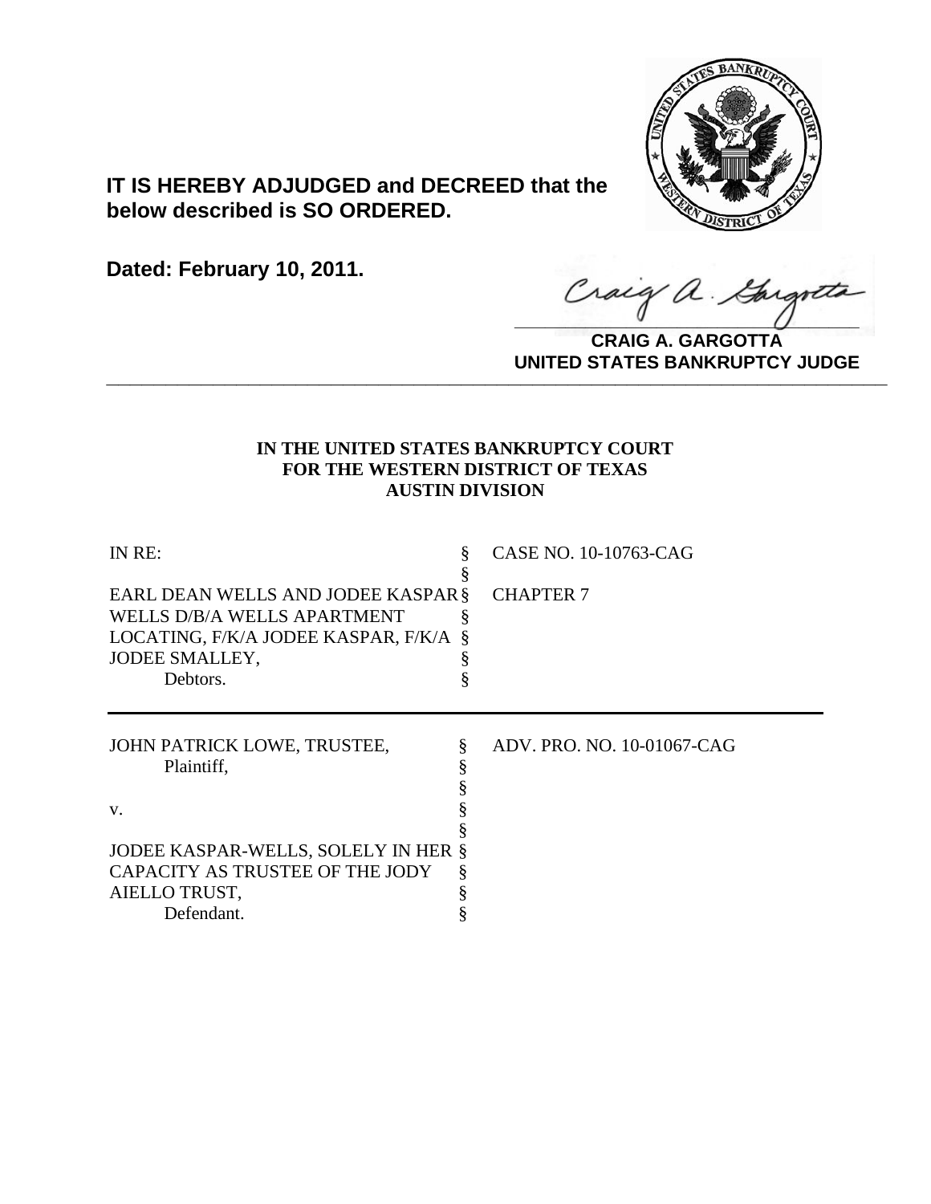**IT IS HEREBY ADJUDGED and DECREED that the below described is SO ORDERED.**

**Dated: February 10, 2011.**

**CRAIG A. GARGOTTA**
**UNITED STATES BANKRUPTCY JUDGE**

---

**IN THE UNITED STATES BANKRUPTCY COURT**
**FOR THE WESTERN DISTRICT OF TEXAS**
**AUSTIN DIVISION**

| | | |
|---|---|---|
| IN RE: | § | CASE NO. 10-10763-CAG |
| | § | |
| EARL DEAN WELLS AND JODEE KASPAR | § | CHAPTER 7 |
| WELLS D/B/A WELLS APARTMENT | § | |
| LOCATING, F/K/A JODEE KASPAR, F/K/A | § | |
| JODEE SMALLEY, | § | |
| Debtors. | § | |

---

| | | |
|---|---|---|
| JOHN PATRICK LOWE, TRUSTEE, | § | ADV. PRO. NO. 10-01067-CAG |
| Plaintiff, | § | |
| | § | |
| v. | § | |
| | § | |
| JODEE KASPAR-WELLS, SOLELY IN HER | § | |
| CAPACITY AS TRUSTEE OF THE JODY | § | |
| AIELLO TRUST, | § | |
| Defendant. | § | |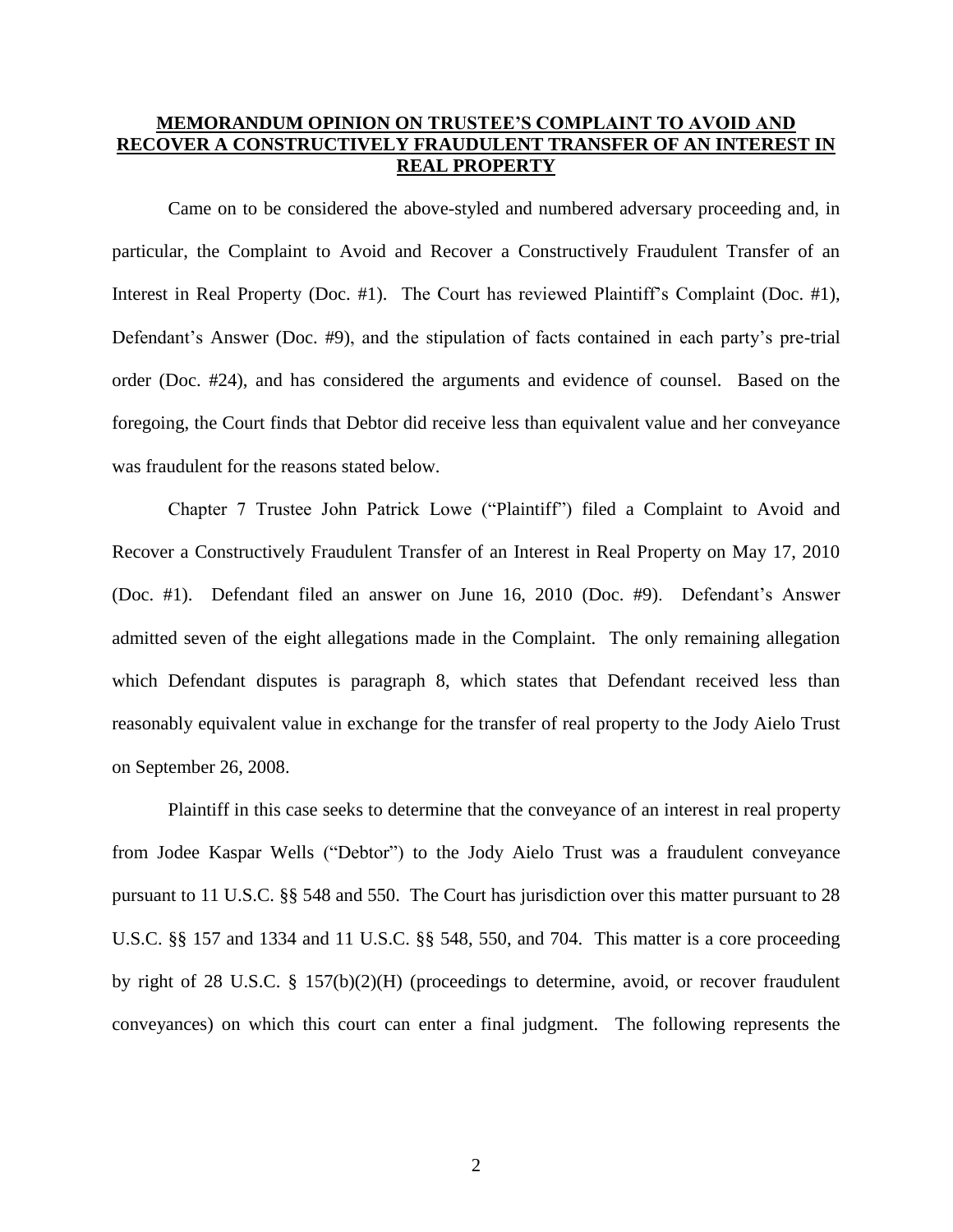## MEMORANDUM OPINION ON TRUSTEE'S COMPLAINT TO AVOID AND RECOVER A CONSTRUCTIVELY FRAUDULENT TRANSFER OF AN INTEREST IN REAL PROPERTY

Came on to be considered the above-styled and numbered adversary proceeding and, in particular, the Complaint to Avoid and Recover a Constructively Fraudulent Transfer of an Interest in Real Property (Doc. #1). The Court has reviewed Plaintiff's Complaint (Doc. #1), Defendant's Answer (Doc. #9), and the stipulation of facts contained in each party's pre-trial order (Doc. #24), and has considered the arguments and evidence of counsel. Based on the foregoing, the Court finds that Debtor did receive less than equivalent value and her conveyance was fraudulent for the reasons stated below.

Chapter 7 Trustee John Patrick Lowe ("Plaintiff") filed a Complaint to Avoid and Recover a Constructively Fraudulent Transfer of an Interest in Real Property on May 17, 2010 (Doc. #1). Defendant filed an answer on June 16, 2010 (Doc. #9). Defendant's Answer admitted seven of the eight allegations made in the Complaint. The only remaining allegation which Defendant disputes is paragraph 8, which states that Defendant received less than reasonably equivalent value in exchange for the transfer of real property to the Jody Aielo Trust on September 26, 2008.

Plaintiff in this case seeks to determine that the conveyance of an interest in real property from Jodee Kaspar Wells ("Debtor") to the Jody Aielo Trust was a fraudulent conveyance pursuant to 11 U.S.C. §§ 548 and 550. The Court has jurisdiction over this matter pursuant to 28 U.S.C. §§ 157 and 1334 and 11 U.S.C. §§ 548, 550, and 704. This matter is a core proceeding by right of 28 U.S.C. § 157(b)(2)(H) (proceedings to determine, avoid, or recover fraudulent conveyances) on which this court can enter a final judgment. The following represents the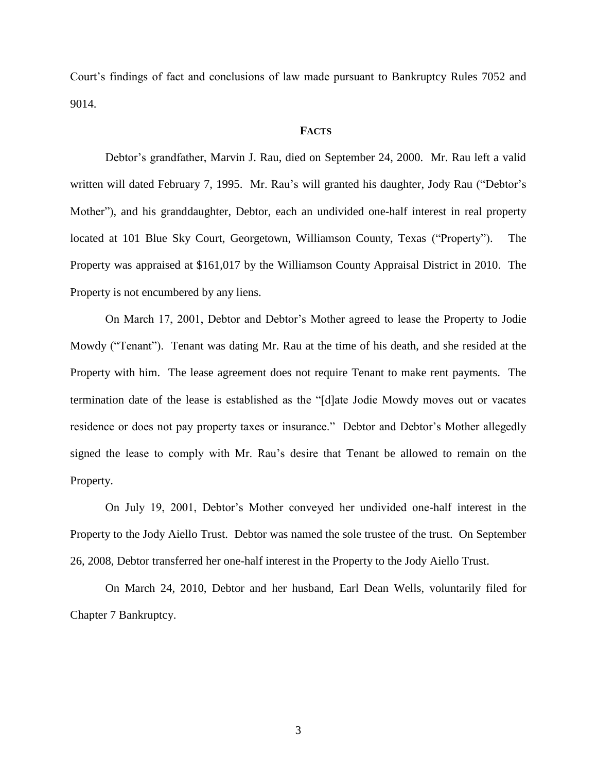Court's findings of fact and conclusions of law made pursuant to Bankruptcy Rules 7052 and 9014.

## FACTS

Debtor's grandfather, Marvin J. Rau, died on September 24, 2000. Mr. Rau left a valid written will dated February 7, 1995. Mr. Rau's will granted his daughter, Jody Rau ("Debtor's Mother"), and his granddaughter, Debtor, each an undivided one-half interest in real property located at 101 Blue Sky Court, Georgetown, Williamson County, Texas ("Property"). The Property was appraised at $161,017 by the Williamson County Appraisal District in 2010. The Property is not encumbered by any liens.

On March 17, 2001, Debtor and Debtor's Mother agreed to lease the Property to Jodie Mowdy ("Tenant"). Tenant was dating Mr. Rau at the time of his death, and she resided at the Property with him. The lease agreement does not require Tenant to make rent payments. The termination date of the lease is established as the "[d]ate Jodie Mowdy moves out or vacates residence or does not pay property taxes or insurance." Debtor and Debtor's Mother allegedly signed the lease to comply with Mr. Rau's desire that Tenant be allowed to remain on the Property.

On July 19, 2001, Debtor's Mother conveyed her undivided one-half interest in the Property to the Jody Aiello Trust. Debtor was named the sole trustee of the trust. On September 26, 2008, Debtor transferred her one-half interest in the Property to the Jody Aiello Trust.

On March 24, 2010, Debtor and her husband, Earl Dean Wells, voluntarily filed for Chapter 7 Bankruptcy.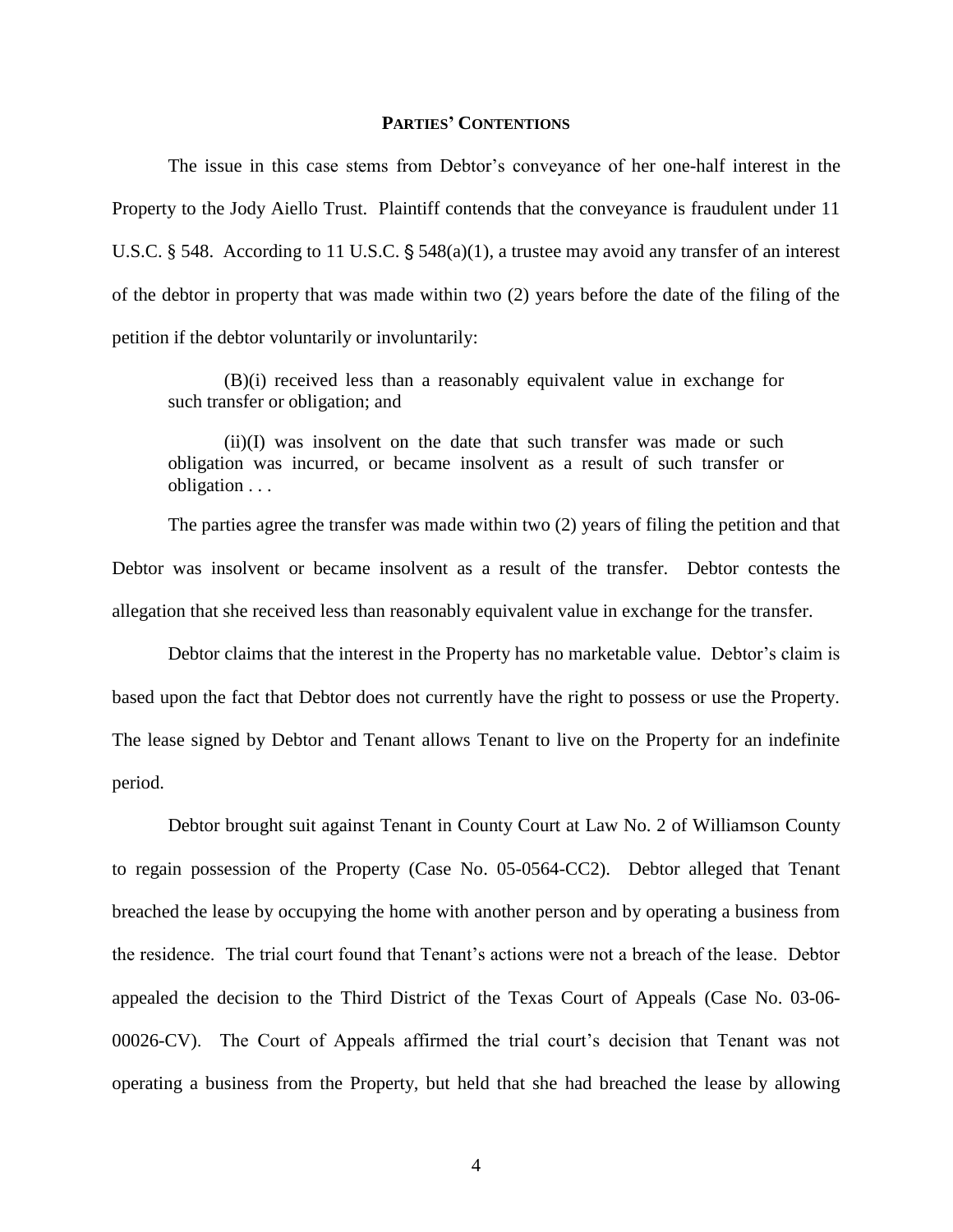## PARTIES' CONTENTIONS

The issue in this case stems from Debtor's conveyance of her one-half interest in the Property to the Jody Aiello Trust. Plaintiff contends that the conveyance is fraudulent under 11 U.S.C. § 548. According to 11 U.S.C. § 548(a)(1), a trustee may avoid any transfer of an interest of the debtor in property that was made within two (2) years before the date of the filing of the petition if the debtor voluntarily or involuntarily:

> (B)(i) received less than a reasonably equivalent value in exchange for such transfer or obligation; and
>
> (ii)(I) was insolvent on the date that such transfer was made or such obligation was incurred, or became insolvent as a result of such transfer or obligation . . .

The parties agree the transfer was made within two (2) years of filing the petition and that Debtor was insolvent or became insolvent as a result of the transfer. Debtor contests the allegation that she received less than reasonably equivalent value in exchange for the transfer.

Debtor claims that the interest in the Property has no marketable value. Debtor's claim is based upon the fact that Debtor does not currently have the right to possess or use the Property. The lease signed by Debtor and Tenant allows Tenant to live on the Property for an indefinite period.

Debtor brought suit against Tenant in County Court at Law No. 2 of Williamson County to regain possession of the Property (Case No. 05-0564-CC2). Debtor alleged that Tenant breached the lease by occupying the home with another person and by operating a business from the residence. The trial court found that Tenant's actions were not a breach of the lease. Debtor appealed the decision to the Third District of the Texas Court of Appeals (Case No. 03-06-00026-CV). The Court of Appeals affirmed the trial court's decision that Tenant was not operating a business from the Property, but held that she had breached the lease by allowing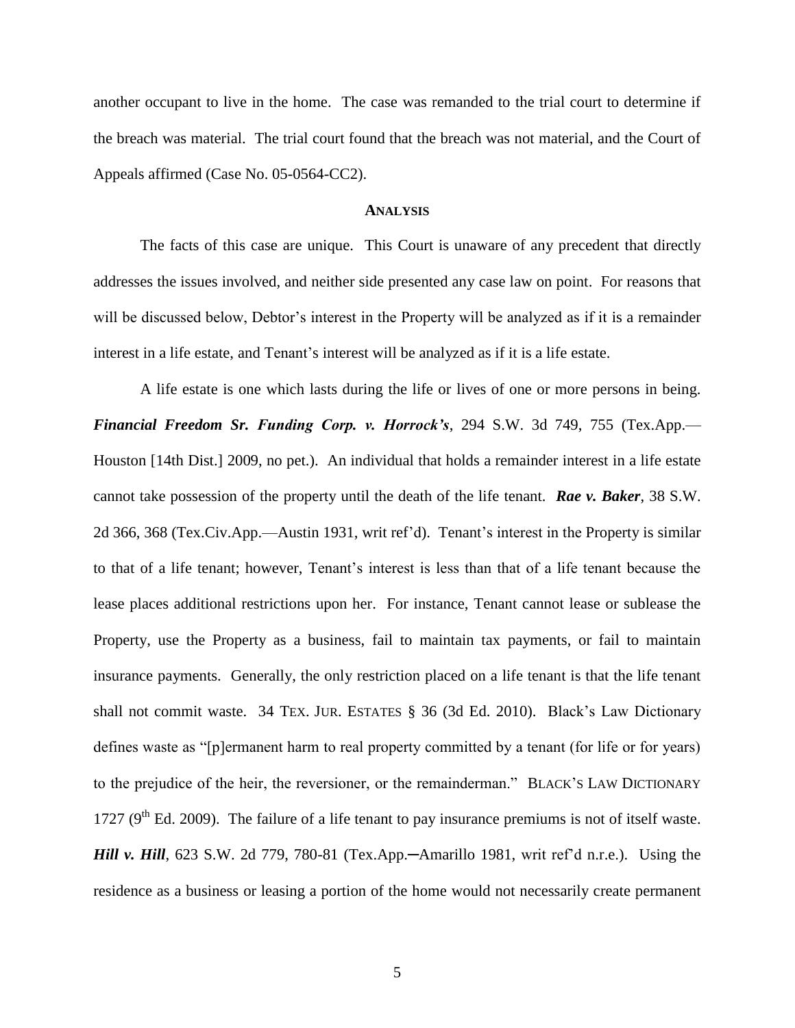another occupant to live in the home. The case was remanded to the trial court to determine if the breach was material. The trial court found that the breach was not material, and the Court of Appeals affirmed (Case No. 05-0564-CC2).

## ANALYSIS

The facts of this case are unique. This Court is unaware of any precedent that directly addresses the issues involved, and neither side presented any case law on point. For reasons that will be discussed below, Debtor's interest in the Property will be analyzed as if it is a remainder interest in a life estate, and Tenant's interest will be analyzed as if it is a life estate.

A life estate is one which lasts during the life or lives of one or more persons in being. ***Financial Freedom Sr. Funding Corp. v. Horrock's***, 294 S.W. 3d 749, 755 (Tex.App.—Houston [14th Dist.] 2009, no pet.). An individual that holds a remainder interest in a life estate cannot take possession of the property until the death of the life tenant. ***Rae v. Baker***, 38 S.W. 2d 366, 368 (Tex.Civ.App.—Austin 1931, writ ref'd). Tenant's interest in the Property is similar to that of a life tenant; however, Tenant's interest is less than that of a life tenant because the lease places additional restrictions upon her. For instance, Tenant cannot lease or sublease the Property, use the Property as a business, fail to maintain tax payments, or fail to maintain insurance payments. Generally, the only restriction placed on a life tenant is that the life tenant shall not commit waste. 34 TEX. JUR. ESTATES § 36 (3d Ed. 2010). Black's Law Dictionary defines waste as "[p]ermanent harm to real property committed by a tenant (for life or for years) to the prejudice of the heir, the reversioner, or the remainderman." BLACK'S LAW DICTIONARY 1727 (9th Ed. 2009). The failure of a life tenant to pay insurance premiums is not of itself waste. ***Hill v. Hill***, 623 S.W. 2d 779, 780-81 (Tex.App.—Amarillo 1981, writ ref'd n.r.e.). Using the residence as a business or leasing a portion of the home would not necessarily create permanent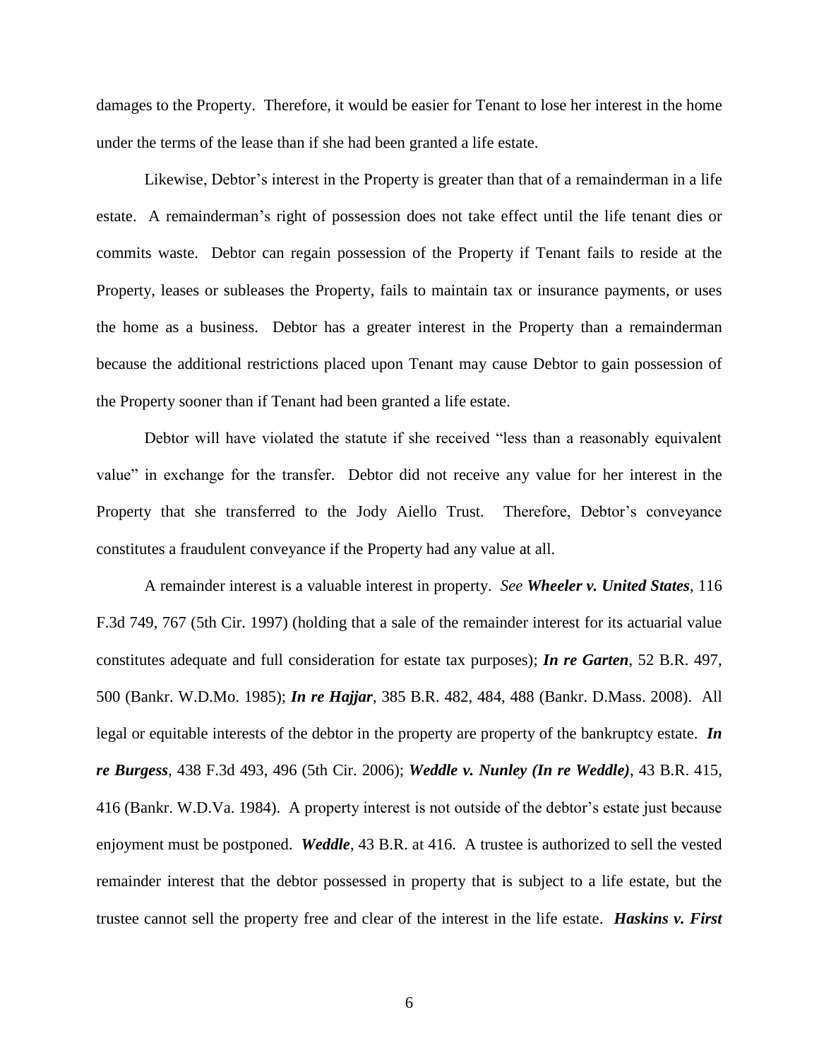damages to the Property. Therefore, it would be easier for Tenant to lose her interest in the home under the terms of the lease than if she had been granted a life estate.

Likewise, Debtor's interest in the Property is greater than that of a remainderman in a life estate. A remainderman's right of possession does not take effect until the life tenant dies or commits waste. Debtor can regain possession of the Property if Tenant fails to reside at the Property, leases or subleases the Property, fails to maintain tax or insurance payments, or uses the home as a business. Debtor has a greater interest in the Property than a remainderman because the additional restrictions placed upon Tenant may cause Debtor to gain possession of the Property sooner than if Tenant had been granted a life estate.

Debtor will have violated the statute if she received "less than a reasonably equivalent value" in exchange for the transfer. Debtor did not receive any value for her interest in the Property that she transferred to the Jody Aiello Trust. Therefore, Debtor's conveyance constitutes a fraudulent conveyance if the Property had any value at all.

A remainder interest is a valuable interest in property. *See* ***Wheeler v. United States***, 116 F.3d 749, 767 (5th Cir. 1997) (holding that a sale of the remainder interest for its actuarial value constitutes adequate and full consideration for estate tax purposes); ***In re Garten***, 52 B.R. 497, 500 (Bankr. W.D.Mo. 1985); ***In re Hajjar***, 385 B.R. 482, 484, 488 (Bankr. D.Mass. 2008). All legal or equitable interests of the debtor in the property are property of the bankruptcy estate. ***In re Burgess***, 438 F.3d 493, 496 (5th Cir. 2006); ***Weddle v. Nunley (In re Weddle)***, 43 B.R. 415, 416 (Bankr. W.D.Va. 1984). A property interest is not outside of the debtor's estate just because enjoyment must be postponed. ***Weddle***, 43 B.R. at 416. A trustee is authorized to sell the vested remainder interest that the debtor possessed in property that is subject to a life estate, but the trustee cannot sell the property free and clear of the interest in the life estate. ***Haskins v. First***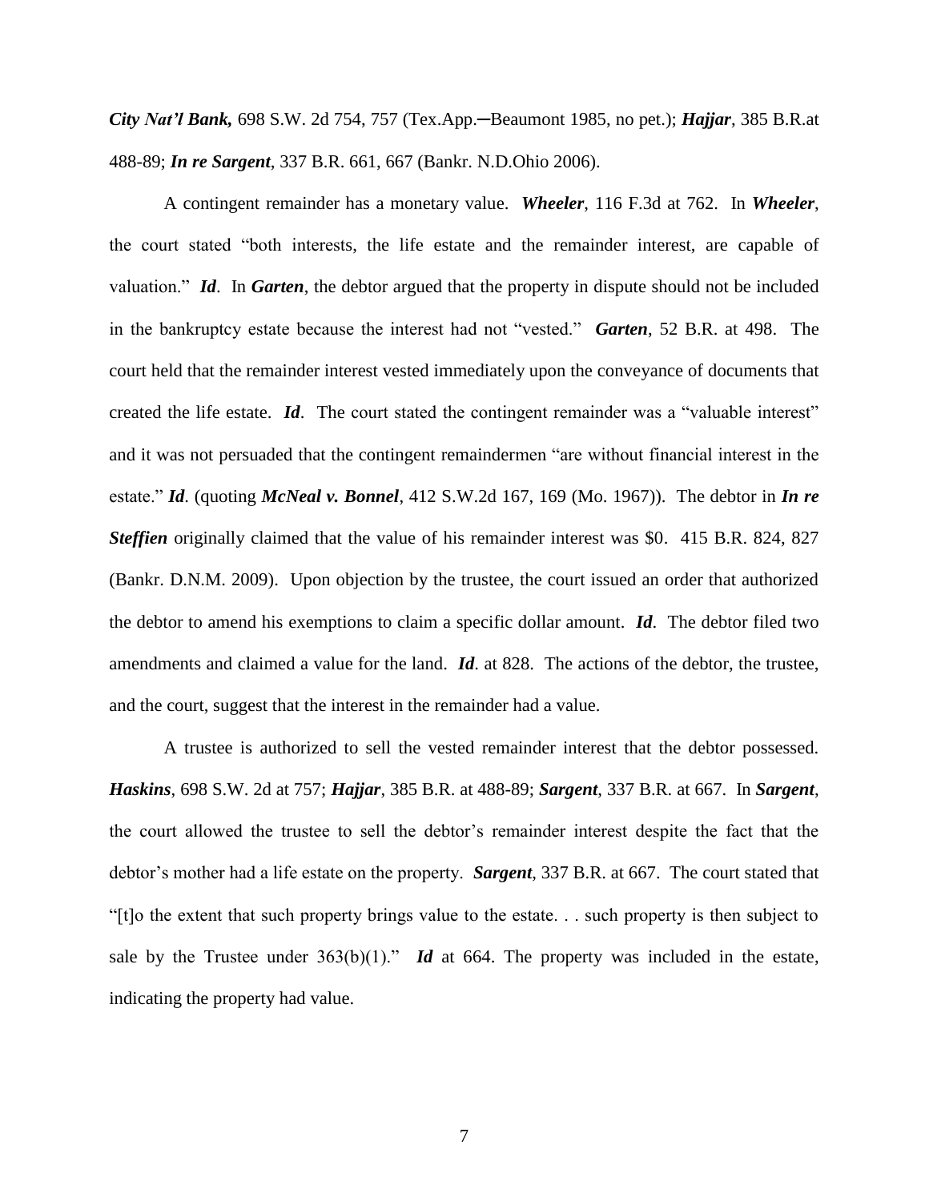***City Nat'l Bank,*** 698 S.W. 2d 754, 757 (Tex.App.─Beaumont 1985, no pet.); ***Hajjar***, 385 B.R.at 488-89; ***In re Sargent***, 337 B.R. 661, 667 (Bankr. N.D.Ohio 2006).

A contingent remainder has a monetary value. ***Wheeler***, 116 F.3d at 762. In ***Wheeler***, the court stated "both interests, the life estate and the remainder interest, are capable of valuation." ***Id***. In ***Garten***, the debtor argued that the property in dispute should not be included in the bankruptcy estate because the interest had not "vested." ***Garten***, 52 B.R. at 498. The court held that the remainder interest vested immediately upon the conveyance of documents that created the life estate. ***Id***. The court stated the contingent remainder was a "valuable interest" and it was not persuaded that the contingent remaindermen "are without financial interest in the estate." ***Id***. (quoting ***McNeal v. Bonnel***, 412 S.W.2d 167, 169 (Mo. 1967)). The debtor in ***In re Steffien*** originally claimed that the value of his remainder interest was $0. 415 B.R. 824, 827 (Bankr. D.N.M. 2009). Upon objection by the trustee, the court issued an order that authorized the debtor to amend his exemptions to claim a specific dollar amount. ***Id***. The debtor filed two amendments and claimed a value for the land. ***Id***. at 828. The actions of the debtor, the trustee, and the court, suggest that the interest in the remainder had a value.

A trustee is authorized to sell the vested remainder interest that the debtor possessed. ***Haskins***, 698 S.W. 2d at 757; ***Hajjar***, 385 B.R. at 488-89; ***Sargent***, 337 B.R. at 667. In ***Sargent***, the court allowed the trustee to sell the debtor's remainder interest despite the fact that the debtor's mother had a life estate on the property. ***Sargent***, 337 B.R. at 667. The court stated that "[t]o the extent that such property brings value to the estate. . . such property is then subject to sale by the Trustee under 363(b)(1)." ***Id*** at 664. The property was included in the estate, indicating the property had value.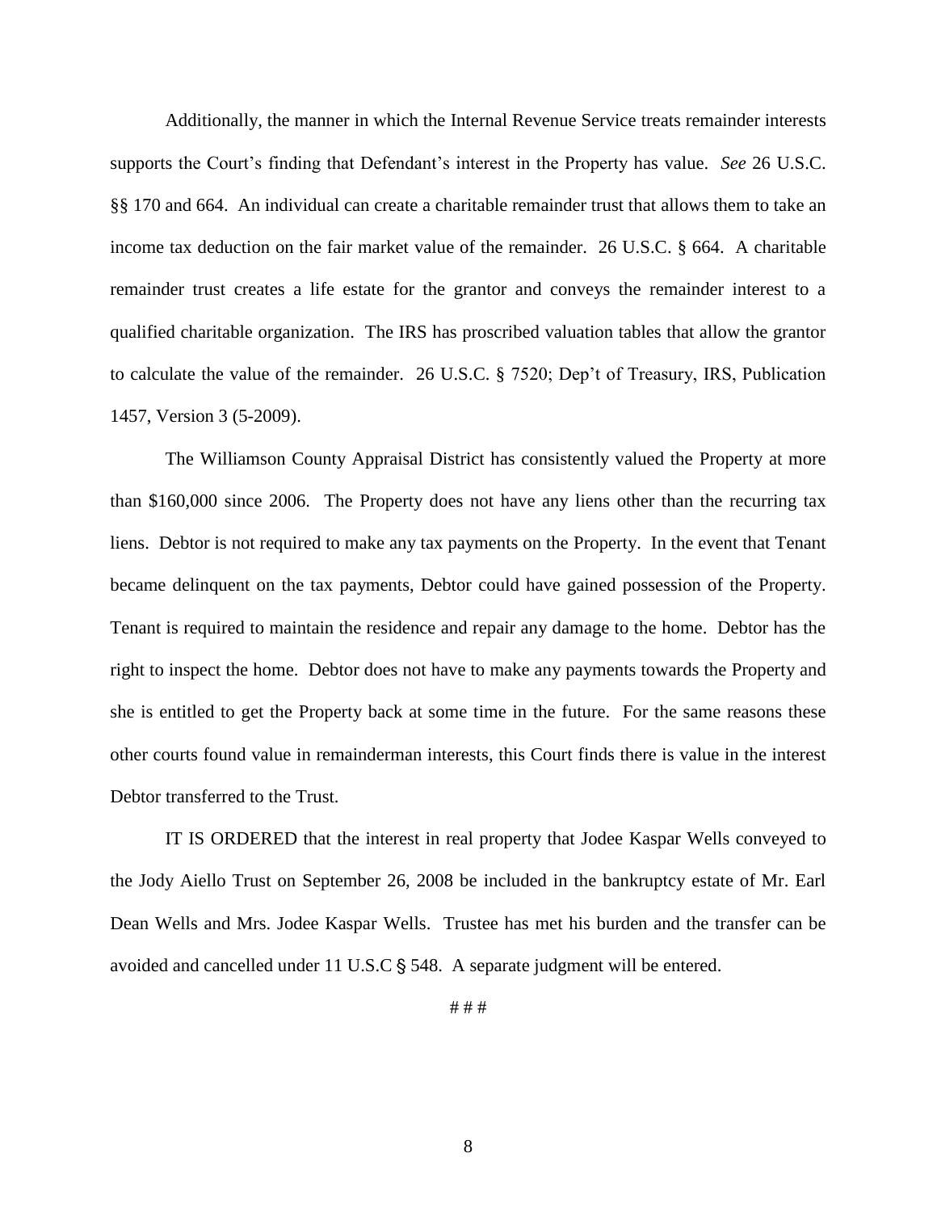Additionally, the manner in which the Internal Revenue Service treats remainder interests supports the Court's finding that Defendant's interest in the Property has value. *See* 26 U.S.C. §§ 170 and 664. An individual can create a charitable remainder trust that allows them to take an income tax deduction on the fair market value of the remainder. 26 U.S.C. § 664. A charitable remainder trust creates a life estate for the grantor and conveys the remainder interest to a qualified charitable organization. The IRS has proscribed valuation tables that allow the grantor to calculate the value of the remainder. 26 U.S.C. § 7520; Dep't of Treasury, IRS, Publication 1457, Version 3 (5-2009).

The Williamson County Appraisal District has consistently valued the Property at more than $160,000 since 2006. The Property does not have any liens other than the recurring tax liens. Debtor is not required to make any tax payments on the Property. In the event that Tenant became delinquent on the tax payments, Debtor could have gained possession of the Property. Tenant is required to maintain the residence and repair any damage to the home. Debtor has the right to inspect the home. Debtor does not have to make any payments towards the Property and she is entitled to get the Property back at some time in the future. For the same reasons these other courts found value in remainderman interests, this Court finds there is value in the interest Debtor transferred to the Trust.

IT IS ORDERED that the interest in real property that Jodee Kaspar Wells conveyed to the Jody Aiello Trust on September 26, 2008 be included in the bankruptcy estate of Mr. Earl Dean Wells and Mrs. Jodee Kaspar Wells. Trustee has met his burden and the transfer can be avoided and cancelled under 11 U.S.C § 548. A separate judgment will be entered.

# # #